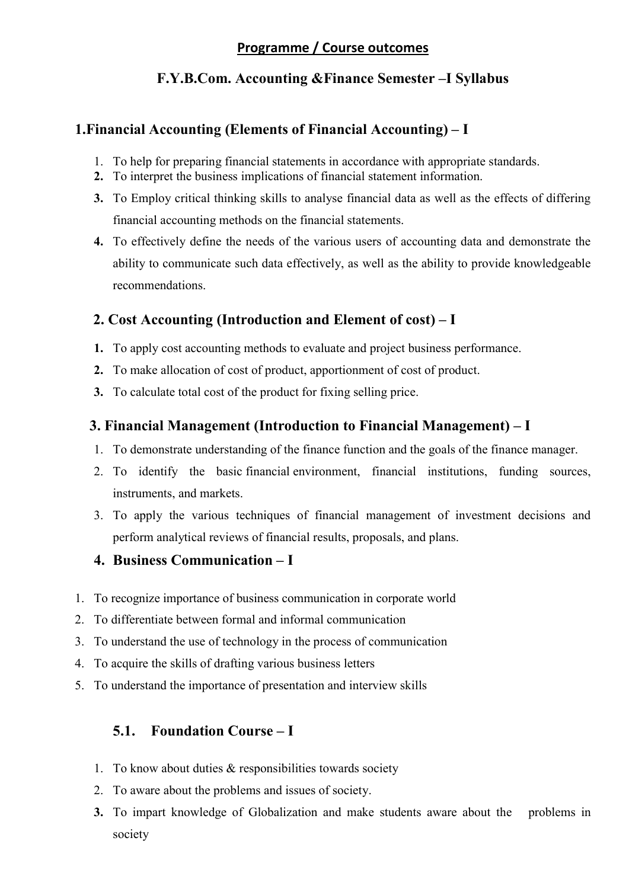## Programme / Course outcomes

## F.Y.B.Com. Accounting &Finance Semester –I Syllabus

### 1.Financial Accounting (Elements of Financial Accounting) – I

1. To help for preparing financial statements in accordance with appropriate standards.
2. To interpret the business implications of financial statement information.
3. To Employ critical thinking skills to analyse financial data as well as the effects of differing financial accounting methods on the financial statements.
4. To effectively define the needs of the various users of accounting data and demonstrate the ability to communicate such data effectively, as well as the ability to provide knowledgeable recommendations.

### 2. Cost Accounting (Introduction and Element of cost) – I

1. To apply cost accounting methods to evaluate and project business performance.
2. To make allocation of cost of product, apportionment of cost of product.
3. To calculate total cost of the product for fixing selling price.

### 3. Financial Management (Introduction to Financial Management) – I

1. To demonstrate understanding of the finance function and the goals of the finance manager.
2. To identify the basic financial environment, financial institutions, funding sources, instruments, and markets.
3. To apply the various techniques of financial management of investment decisions and perform analytical reviews of financial results, proposals, and plans.

### 4. Business Communication – I

1. To recognize importance of business communication in corporate world
2. To differentiate between formal and informal communication
3. To understand the use of technology in the process of communication
4. To acquire the skills of drafting various business letters
5. To understand the importance of presentation and interview skills

### 5.1. Foundation Course – I

1. To know about duties & responsibilities towards society
2. To aware about the problems and issues of society.
3. To impart knowledge of Globalization and make students aware about the problems in society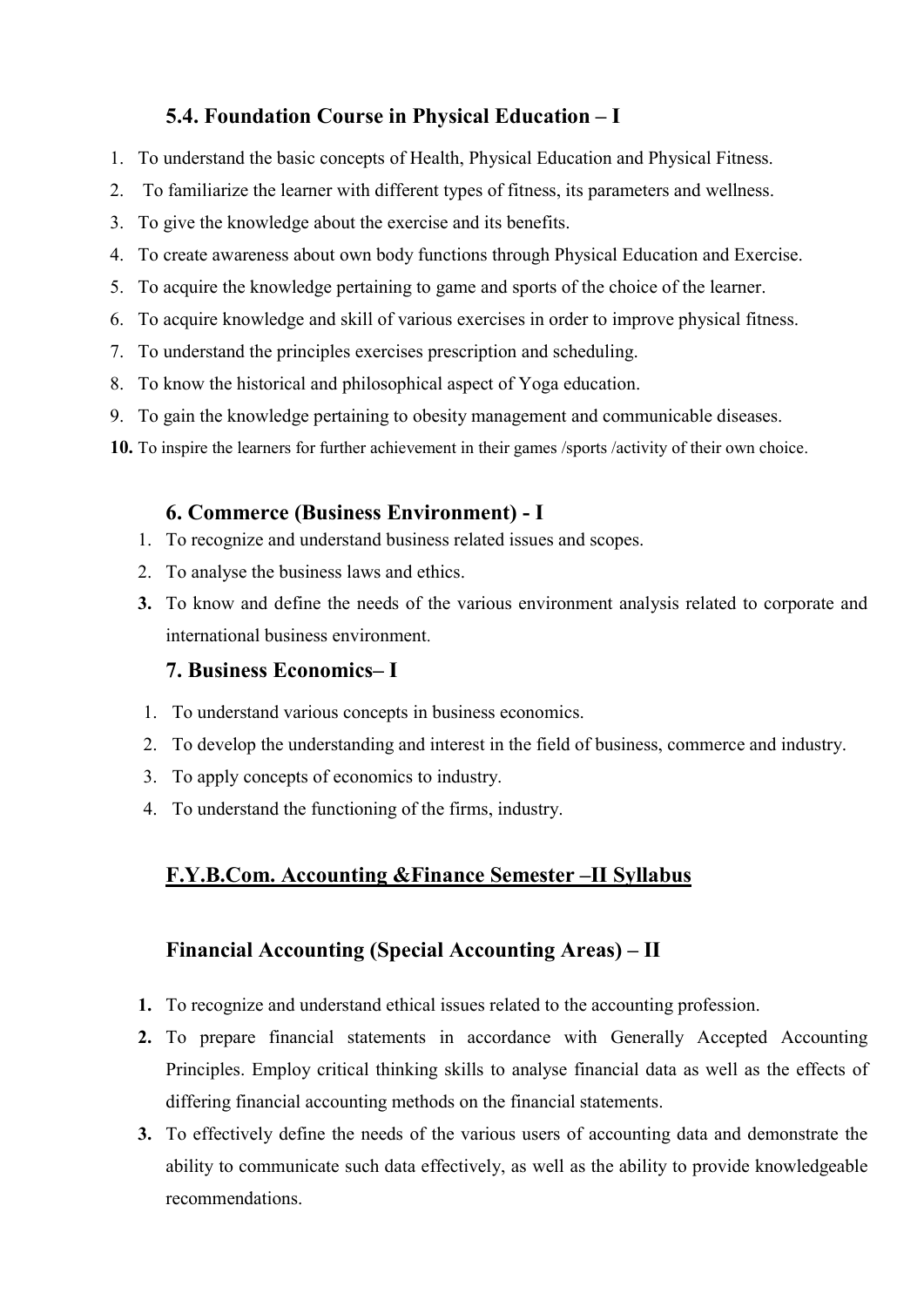### 5.4. Foundation Course in Physical Education – I

1. To understand the basic concepts of Health, Physical Education and Physical Fitness.
2. To familiarize the learner with different types of fitness, its parameters and wellness.
3. To give the knowledge about the exercise and its benefits.
4. To create awareness about own body functions through Physical Education and Exercise.
5. To acquire the knowledge pertaining to game and sports of the choice of the learner.
6. To acquire knowledge and skill of various exercises in order to improve physical fitness.
7. To understand the principles exercises prescription and scheduling.
8. To know the historical and philosophical aspect of Yoga education.
9. To gain the knowledge pertaining to obesity management and communicable diseases.
10. To inspire the learners for further achievement in their games /sports /activity of their own choice.

### 6. Commerce (Business Environment) - I

1. To recognize and understand business related issues and scopes.
2. To analyse the business laws and ethics.
3. To know and define the needs of the various environment analysis related to corporate and international business environment.

### 7. Business Economics– I

1. To understand various concepts in business economics.
2. To develop the understanding and interest in the field of business, commerce and industry.
3. To apply concepts of economics to industry.
4. To understand the functioning of the firms, industry.

## F.Y.B.Com. Accounting &Finance Semester –II Syllabus

### Financial Accounting (Special Accounting Areas) – II

1. To recognize and understand ethical issues related to the accounting profession.
2. To prepare financial statements in accordance with Generally Accepted Accounting Principles. Employ critical thinking skills to analyse financial data as well as the effects of differing financial accounting methods on the financial statements.
3. To effectively define the needs of the various users of accounting data and demonstrate the ability to communicate such data effectively, as well as the ability to provide knowledgeable recommendations.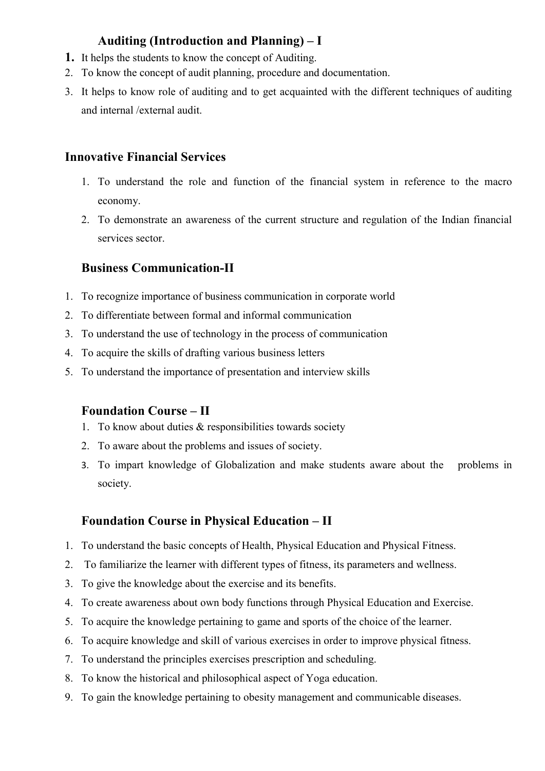### Auditing (Introduction and Planning) – I

1. It helps the students to know the concept of Auditing.
2. To know the concept of audit planning, procedure and documentation.
3. It helps to know role of auditing and to get acquainted with the different techniques of auditing and internal /external audit.

### Innovative Financial Services

1. To understand the role and function of the financial system in reference to the macro economy.
2. To demonstrate an awareness of the current structure and regulation of the Indian financial services sector.

### Business Communication-II

1. To recognize importance of business communication in corporate world
2. To differentiate between formal and informal communication
3. To understand the use of technology in the process of communication
4. To acquire the skills of drafting various business letters
5. To understand the importance of presentation and interview skills

### Foundation Course – II

1. To know about duties & responsibilities towards society
2. To aware about the problems and issues of society.
3. To impart knowledge of Globalization and make students aware about the problems in society.

### Foundation Course in Physical Education – II

1. To understand the basic concepts of Health, Physical Education and Physical Fitness.
2. To familiarize the learner with different types of fitness, its parameters and wellness.
3. To give the knowledge about the exercise and its benefits.
4. To create awareness about own body functions through Physical Education and Exercise.
5. To acquire the knowledge pertaining to game and sports of the choice of the learner.
6. To acquire knowledge and skill of various exercises in order to improve physical fitness.
7. To understand the principles exercises prescription and scheduling.
8. To know the historical and philosophical aspect of Yoga education.
9. To gain the knowledge pertaining to obesity management and communicable diseases.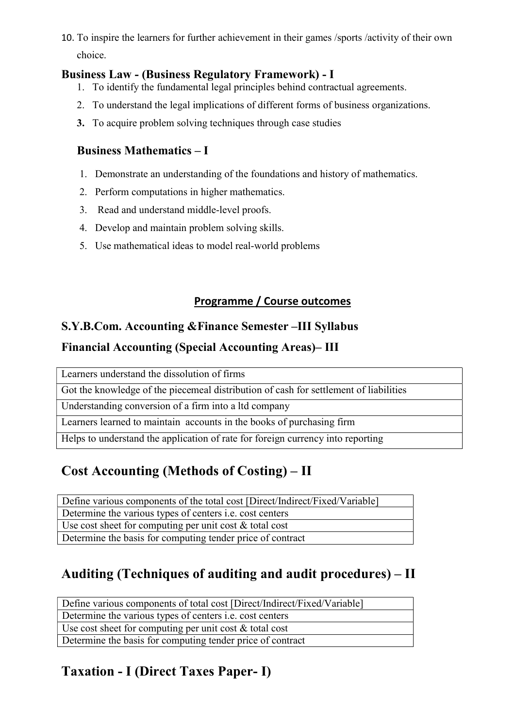10. To inspire the learners for further achievement in their games /sports /activity of their own choice.

**Business Law - (Business Regulatory Framework) - I**

1. To identify the fundamental legal principles behind contractual agreements.
2. To understand the legal implications of different forms of business organizations.
3. To acquire problem solving techniques through case studies

**Business Mathematics – I**

1. Demonstrate an understanding of the foundations and history of mathematics.
2. Perform computations in higher mathematics.
3. Read and understand middle-level proofs.
4. Develop and maintain problem solving skills.
5. Use mathematical ideas to model real-world problems

## Programme / Course outcomes

**S.Y.B.Com. Accounting &Finance Semester –III Syllabus**

**Financial Accounting (Special Accounting Areas)– III**

| Learners understand the dissolution of firms |
|---|
| Got the knowledge of the piecemeal distribution of cash for settlement of liabilities |
| Understanding conversion of a firm into a ltd company |
| Learners learned to maintain accounts in the books of purchasing firm |
| Helps to understand the application of rate for foreign currency into reporting |

## Cost Accounting (Methods of Costing) – II

| Define various components of the total cost [Direct/Indirect/Fixed/Variable] |
|---|
| Determine the various types of centers i.e. cost centers |
| Use cost sheet for computing per unit cost & total cost |
| Determine the basis for computing tender price of contract |

## Auditing (Techniques of auditing and audit procedures) – II

| Define various components of total cost [Direct/Indirect/Fixed/Variable] |
|---|
| Determine the various types of centers i.e. cost centers |
| Use cost sheet for computing per unit cost & total cost |
| Determine the basis for computing tender price of contract |

## Taxation - I (Direct Taxes Paper- I)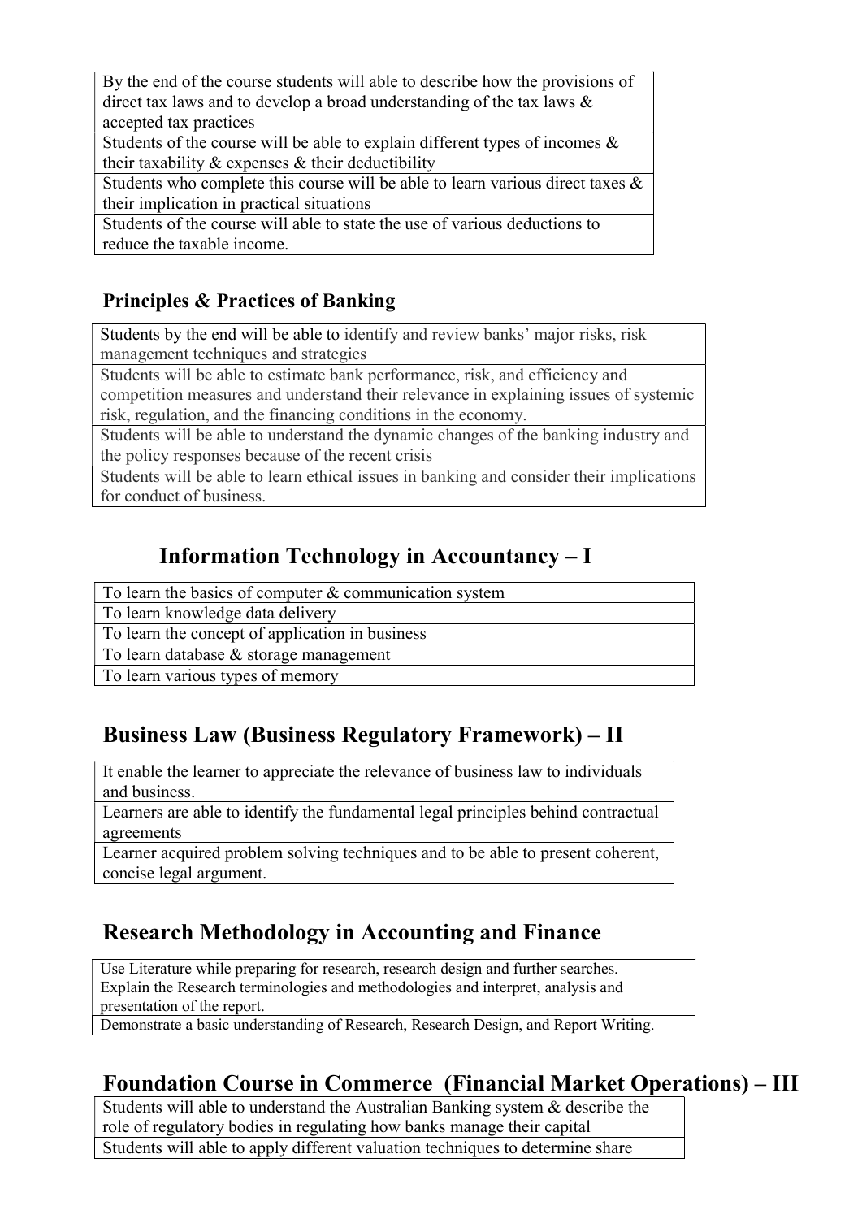| By the end of the course students will able to describe how the provisions of direct tax laws and to develop a broad understanding of the tax laws & accepted tax practices |
|---|
| Students of the course will be able to explain different types of incomes & their taxability & expenses & their deductibility |
| Students who complete this course will be able to learn various direct taxes & their implication in practical situations |
| Students of the course will able to state the use of various deductions to reduce the taxable income. |

### Principles & Practices of Banking

| Students by the end will be able to identify and review banks' major risks, risk management techniques and strategies |
|---|
| Students will be able to estimate bank performance, risk, and efficiency and competition measures and understand their relevance in explaining issues of systemic risk, regulation, and the financing conditions in the economy. |
| Students will be able to understand the dynamic changes of the banking industry and the policy responses because of the recent crisis |
| Students will be able to learn ethical issues in banking and consider their implications for conduct of business. |

## Information Technology in Accountancy – I

| To learn the basics of computer & communication system |
|---|
| To learn knowledge data delivery |
| To learn the concept of application in business |
| To learn database & storage management |
| To learn various types of memory |

## Business Law (Business Regulatory Framework) – II

| It enable the learner to appreciate the relevance of business law to individuals and business. |
|---|
| Learners are able to identify the fundamental legal principles behind contractual agreements |
| Learner acquired problem solving techniques and to be able to present coherent, concise legal argument. |

## Research Methodology in Accounting and Finance

| Use Literature while preparing for research, research design and further searches. |
|---|
| Explain the Research terminologies and methodologies and interpret, analysis and presentation of the report. |
| Demonstrate a basic understanding of Research, Research Design, and Report Writing. |

## Foundation Course in Commerce (Financial Market Operations) – III

| Students will able to understand the Australian Banking system & describe the role of regulatory bodies in regulating how banks manage their capital |
|---|
| Students will able to apply different valuation techniques to determine share |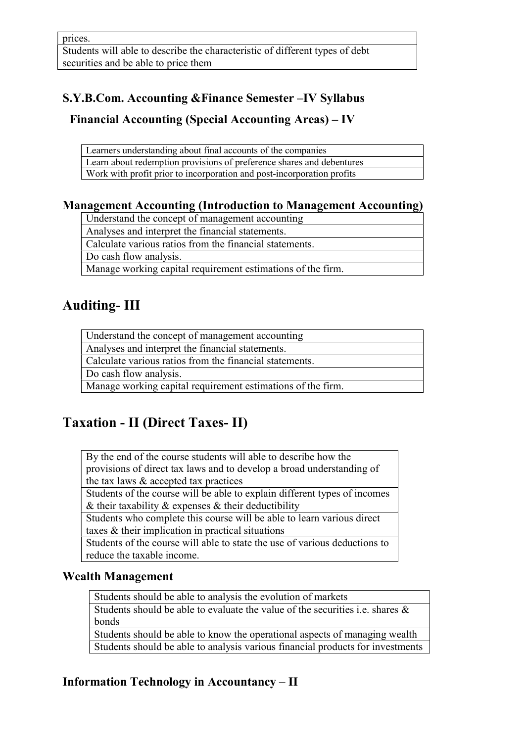| prices. |
| --- |
| Students will able to describe the characteristic of different types of debt securities and be able to price them |

### S.Y.B.Com. Accounting &Finance Semester –IV Syllabus

### Financial Accounting (Special Accounting Areas) – IV

| Learners understanding about final accounts of the companies |
| --- |
| Learn about redemption provisions of preference shares and debentures |
| Work with profit prior to incorporation and post-incorporation profits |

### Management Accounting (Introduction to Management Accounting)

| Understand the concept of management accounting |
| --- |
| Analyses and interpret the financial statements. |
| Calculate various ratios from the financial statements. |
| Do cash flow analysis. |
| Manage working capital requirement estimations of the firm. |

## Auditing- III

| Understand the concept of management accounting |
| --- |
| Analyses and interpret the financial statements. |
| Calculate various ratios from the financial statements. |
| Do cash flow analysis. |
| Manage working capital requirement estimations of the firm. |

## Taxation - II (Direct Taxes- II)

| By the end of the course students will able to describe how the provisions of direct tax laws and to develop a broad understanding of the tax laws & accepted tax practices |
| --- |
| Students of the course will be able to explain different types of incomes & their taxability & expenses & their deductibility |
| Students who complete this course will be able to learn various direct taxes & their implication in practical situations |
| Students of the course will able to state the use of various deductions to reduce the taxable income. |

### Wealth Management

| Students should be able to analysis the evolution of markets |
| --- |
| Students should be able to evaluate the value of the securities i.e. shares & bonds |
| Students should be able to know the operational aspects of managing wealth |
| Students should be able to analysis various financial products for investments |

### Information Technology in Accountancy – II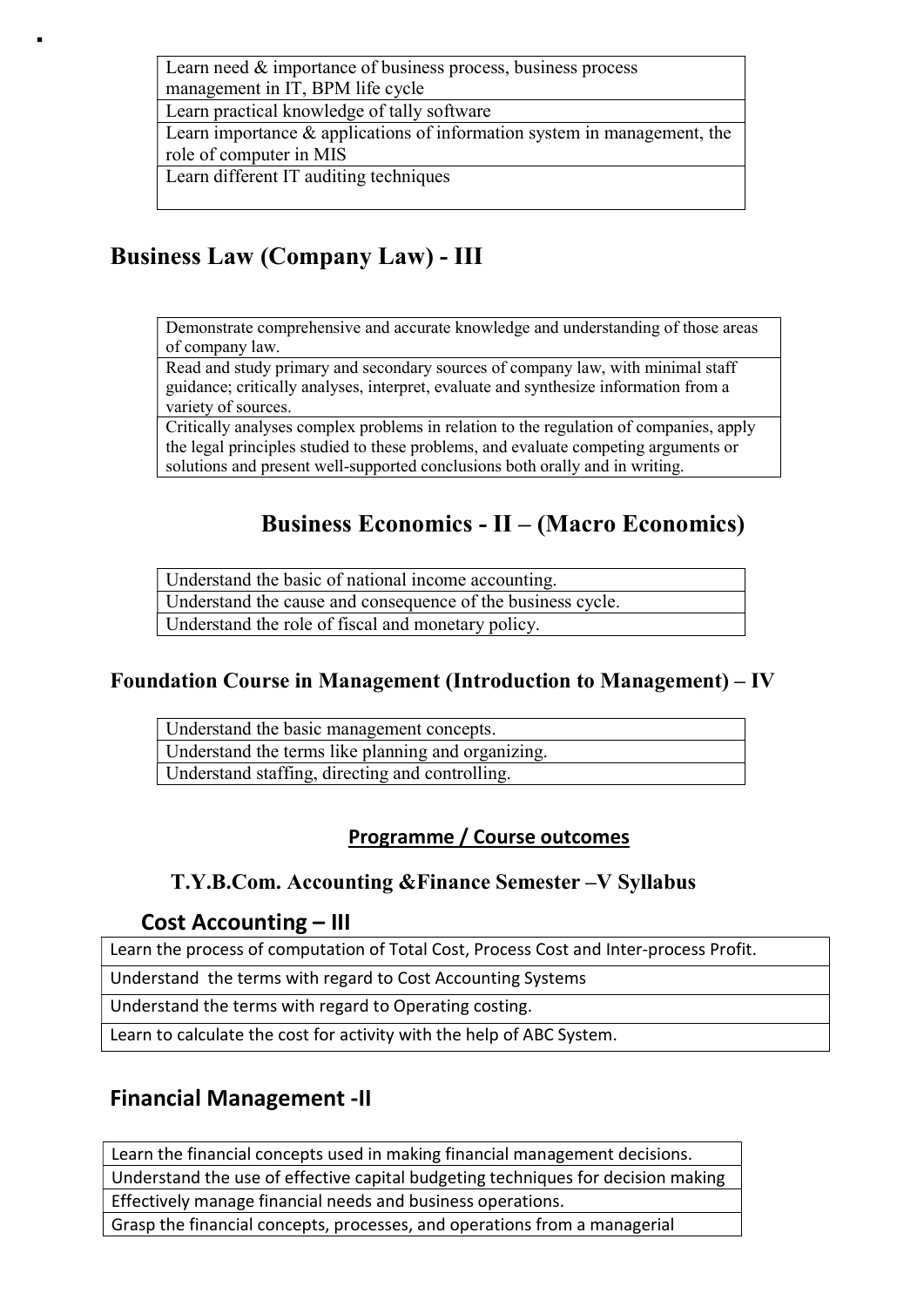▪

| Learn need & importance of business process, business process management in IT, BPM life cycle |
|---|
| Learn practical knowledge of tally software |
| Learn importance & applications of information system in management, the role of computer in MIS |
| Learn different IT auditing techniques |

## Business Law (Company Law) - III

| Demonstrate comprehensive and accurate knowledge and understanding of those areas of company law. |
|---|
| Read and study primary and secondary sources of company law, with minimal staff guidance; critically analyses, interpret, evaluate and synthesize information from a variety of sources. |
| Critically analyses complex problems in relation to the regulation of companies, apply the legal principles studied to these problems, and evaluate competing arguments or solutions and present well-supported conclusions both orally and in writing. |

## Business Economics - II – (Macro Economics)

| Understand the basic of national income accounting. |
|---|
| Understand the cause and consequence of the business cycle. |
| Understand the role of fiscal and monetary policy. |

### Foundation Course in Management (Introduction to Management) – IV

| Understand the basic management concepts. |
|---|
| Understand the terms like planning and organizing. |
| Understand staffing, directing and controlling. |

**Programme / Course outcomes**

### T.Y.B.Com. Accounting &Finance Semester –V Syllabus

### Cost Accounting – III

| Learn the process of computation of Total Cost, Process Cost and Inter-process Profit. |
|---|
| Understand the terms with regard to Cost Accounting Systems |
| Understand the terms with regard to Operating costing. |
| Learn to calculate the cost for activity with the help of ABC System. |

## Financial Management -II

| Learn the financial concepts used in making financial management decisions. |
|---|
| Understand the use of effective capital budgeting techniques for decision making |
| Effectively manage financial needs and business operations. |
| Grasp the financial concepts, processes, and operations from a managerial |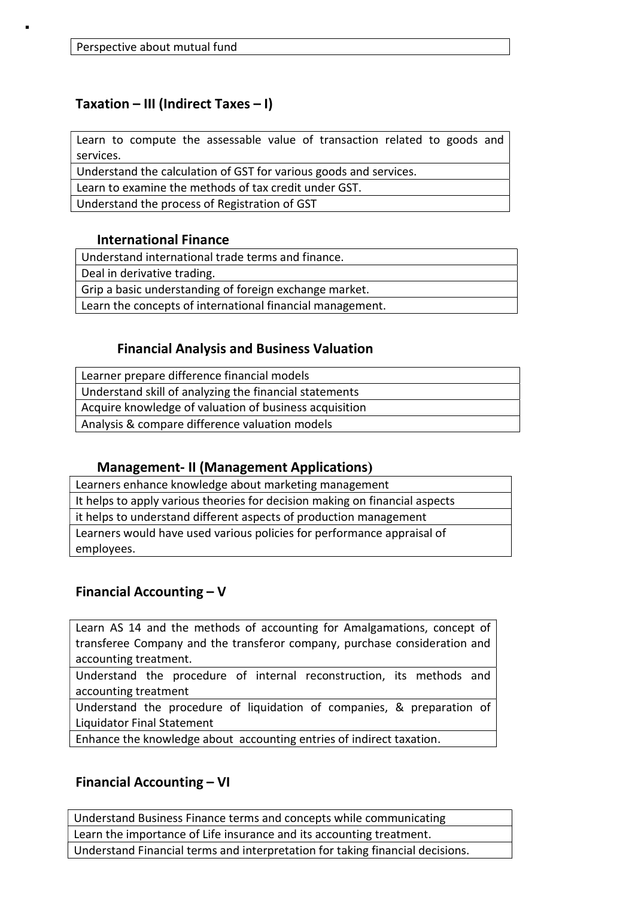| Perspective about mutual fund |
| --- |

## Taxation – III (Indirect Taxes – I)

| Learn to compute the assessable value of transaction related to goods and services. |
| --- |
| Understand the calculation of GST for various goods and services. |
| Learn to examine the methods of tax credit under GST. |
| Understand the process of Registration of GST |

## International Finance

| Understand international trade terms and finance. |
| --- |
| Deal in derivative trading. |
| Grip a basic understanding of foreign exchange market. |
| Learn the concepts of international financial management. |

## Financial Analysis and Business Valuation

| Learner prepare difference financial models |
| --- |
| Understand skill of analyzing the financial statements |
| Acquire knowledge of valuation of business acquisition |
| Analysis & compare difference valuation models |

## Management- II (Management Applications)

| Learners enhance knowledge about marketing management |
| --- |
| It helps to apply various theories for decision making on financial aspects |
| it helps to understand different aspects of production management |
| Learners would have used various policies for performance appraisal of employees. |

## Financial Accounting – V

| Learn AS 14 and the methods of accounting for Amalgamations, concept of transferee Company and the transferor company, purchase consideration and accounting treatment. |
| --- |
| Understand the procedure of internal reconstruction, its methods and accounting treatment |
| Understand the procedure of liquidation of companies, & preparation of Liquidator Final Statement |
| Enhance the knowledge about accounting entries of indirect taxation. |

## Financial Accounting – VI

| Understand Business Finance terms and concepts while communicating |
| --- |
| Learn the importance of Life insurance and its accounting treatment. |
| Understand Financial terms and interpretation for taking financial decisions. |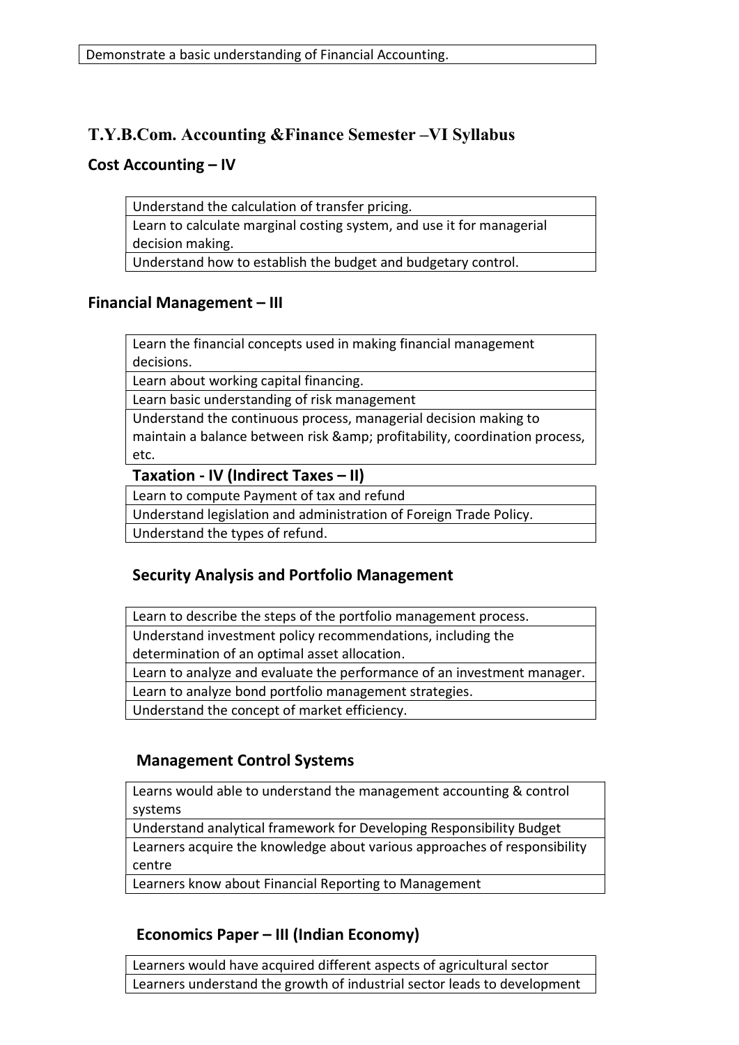| Demonstrate a basic understanding of Financial Accounting. |
|---|

## T.Y.B.Com. Accounting &Finance Semester –VI Syllabus

### Cost Accounting – IV

| Understand the calculation of transfer pricing. |
|---|
| Learn to calculate marginal costing system, and use it for managerial decision making. |
| Understand how to establish the budget and budgetary control. |

### Financial Management – III

| Learn the financial concepts used in making financial management decisions. |
|---|
| Learn about working capital financing. |
| Learn basic understanding of risk management |
| Understand the continuous process, managerial decision making to maintain a balance between risk &amp; profitability, coordination process, etc. |

### Taxation - IV (Indirect Taxes – II)

| Learn to compute Payment of tax and refund |
|---|
| Understand legislation and administration of Foreign Trade Policy. |
| Understand the types of refund. |

### Security Analysis and Portfolio Management

| Learn to describe the steps of the portfolio management process. |
|---|
| Understand investment policy recommendations, including the determination of an optimal asset allocation. |
| Learn to analyze and evaluate the performance of an investment manager. |
| Learn to analyze bond portfolio management strategies. |
| Understand the concept of market efficiency. |

### Management Control Systems

| Learns would able to understand the management accounting & control systems |
|---|
| Understand analytical framework for Developing Responsibility Budget |
| Learners acquire the knowledge about various approaches of responsibility centre |
| Learners know about Financial Reporting to Management |

### Economics Paper – III (Indian Economy)

| Learners would have acquired different aspects of agricultural sector |
|---|
| Learners understand the growth of industrial sector leads to development |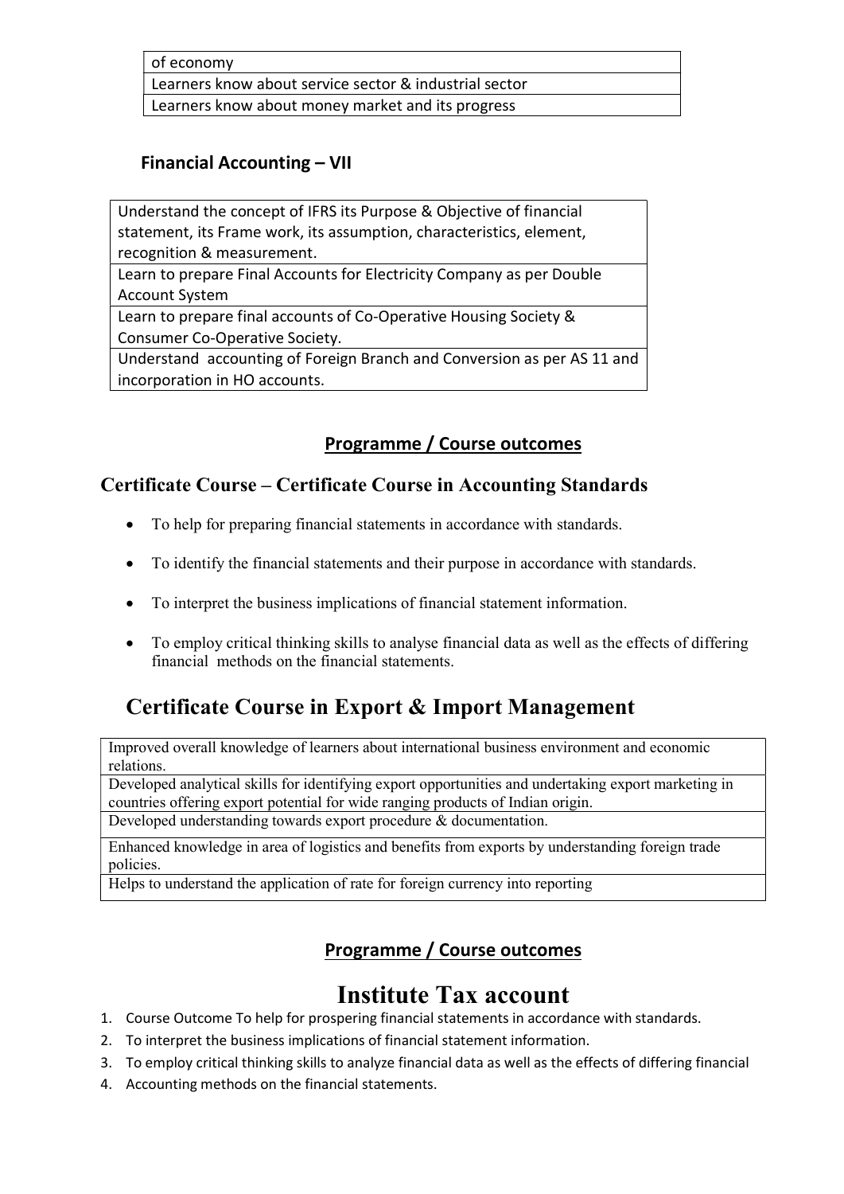| of economy |
| --- |
| Learners know about service sector & industrial sector |
| Learners know about money market and its progress |

### Financial Accounting – VII

| Understand the concept of IFRS its Purpose & Objective of financial statement, its Frame work, its assumption, characteristics, element, recognition & measurement. |
| --- |
| Learn to prepare Final Accounts for Electricity Company as per Double Account System |
| Learn to prepare final accounts of Co-Operative Housing Society & Consumer Co-Operative Society. |
| Understand accounting of Foreign Branch and Conversion as per AS 11 and incorporation in HO accounts. |

## Programme / Course outcomes

### Certificate Course – Certificate Course in Accounting Standards

- To help for preparing financial statements in accordance with standards.
- To identify the financial statements and their purpose in accordance with standards.
- To interpret the business implications of financial statement information.
- To employ critical thinking skills to analyse financial data as well as the effects of differing financial methods on the financial statements.

## Certificate Course in Export & Import Management

| Improved overall knowledge of learners about international business environment and economic relations. |
| --- |
| Developed analytical skills for identifying export opportunities and undertaking export marketing in countries offering export potential for wide ranging products of Indian origin. |
| Developed understanding towards export procedure & documentation. |
| Enhanced knowledge in area of logistics and benefits from exports by understanding foreign trade policies. |
| Helps to understand the application of rate for foreign currency into reporting |

## Programme / Course outcomes

# Institute Tax account

1. Course Outcome To help for prospering financial statements in accordance with standards.
2. To interpret the business implications of financial statement information.
3. To employ critical thinking skills to analyze financial data as well as the effects of differing financial
4. Accounting methods on the financial statements.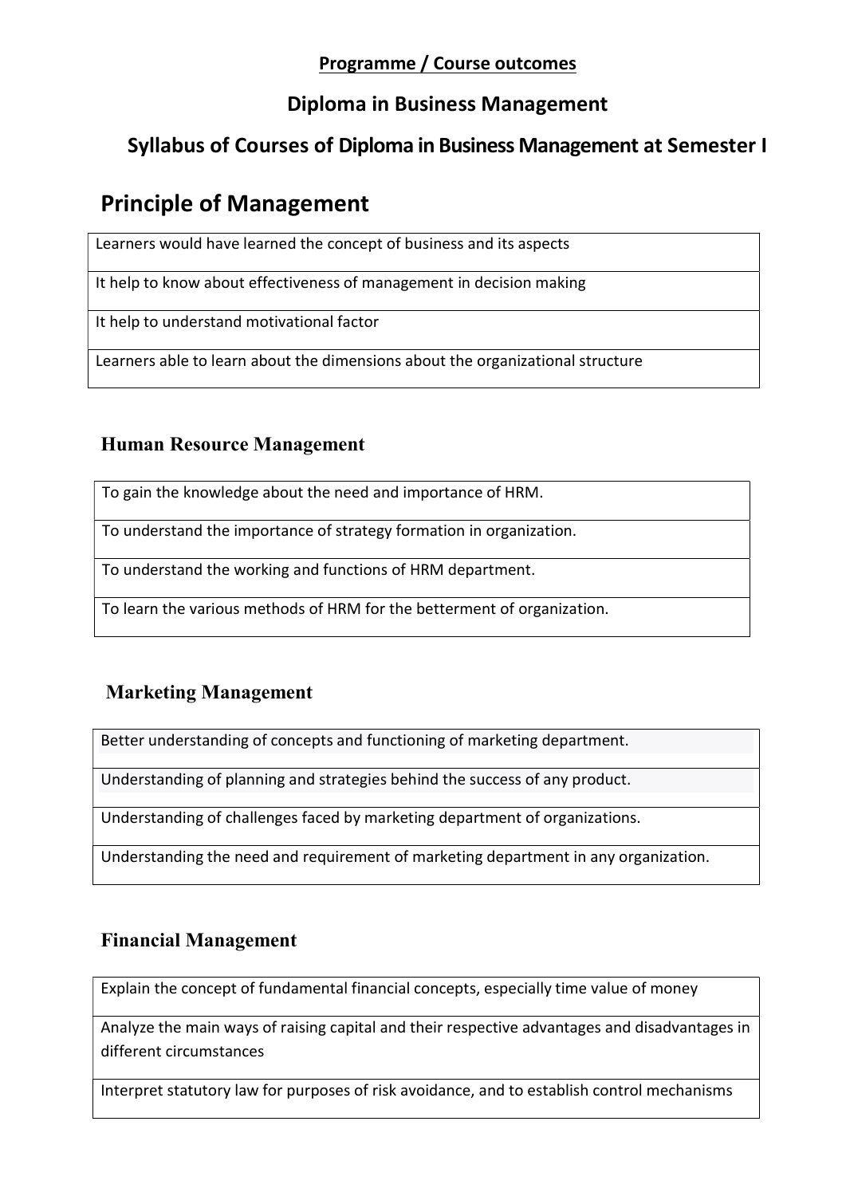**Programme / Course outcomes**

## Diploma in Business Management

## Syllabus of Courses of Diploma in Business Management at Semester I

# Principle of Management

| Learners would have learned the concept of business and its aspects |
| --- |
| It help to know about effectiveness of management in decision making |
| It help to understand motivational factor |
| Learners able to learn about the dimensions about the organizational structure |

### Human Resource Management

| To gain the knowledge about the need and importance of HRM. |
| --- |
| To understand the importance of strategy formation in organization. |
| To understand the working and functions of HRM department. |
| To learn the various methods of HRM for the betterment of organization. |

### Marketing Management

| Better understanding of concepts and functioning of marketing department. |
| --- |
| Understanding of planning and strategies behind the success of any product. |
| Understanding of challenges faced by marketing department of organizations. |
| Understanding the need and requirement of marketing department in any organization. |

### Financial Management

| Explain the concept of fundamental financial concepts, especially time value of money |
| --- |
| Analyze the main ways of raising capital and their respective advantages and disadvantages in different circumstances |
| Interpret statutory law for purposes of risk avoidance, and to establish control mechanisms |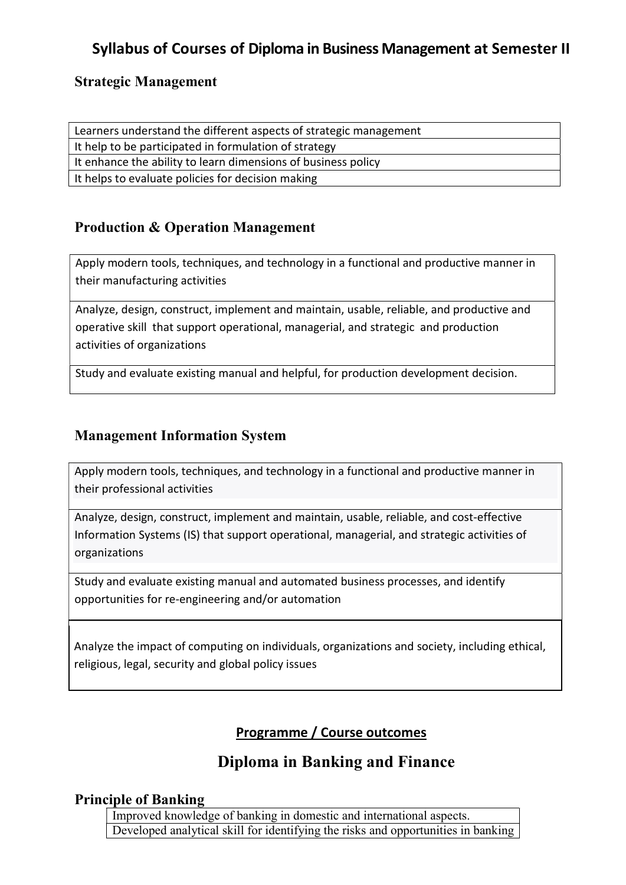# Syllabus of Courses of Diploma in Business Management at Semester II

## Strategic Management

| Learners understand the different aspects of strategic management |
|---|
| It help to be participated in formulation of strategy |
| It enhance the ability to learn dimensions of business policy |
| It helps to evaluate policies for decision making |

## Production & Operation Management

| Apply modern tools, techniques, and technology in a functional and productive manner in their manufacturing activities |
|---|
| Analyze, design, construct, implement and maintain, usable, reliable, and productive and operative skill that support operational, managerial, and strategic and production activities of organizations |
| Study and evaluate existing manual and helpful, for production development decision. |

## Management Information System

| Apply modern tools, techniques, and technology in a functional and productive manner in their professional activities |
|---|
| Analyze, design, construct, implement and maintain, usable, reliable, and cost-effective Information Systems (IS) that support operational, managerial, and strategic activities of organizations |
| Study and evaluate existing manual and automated business processes, and identify opportunities for re-engineering and/or automation |
| Analyze the impact of computing on individuals, organizations and society, including ethical, religious, legal, security and global policy issues |

**Programme / Course outcomes**

# Diploma in Banking and Finance

## Principle of Banking

| Improved knowledge of banking in domestic and international aspects. |
|---|
| Developed analytical skill for identifying the risks and opportunities in banking |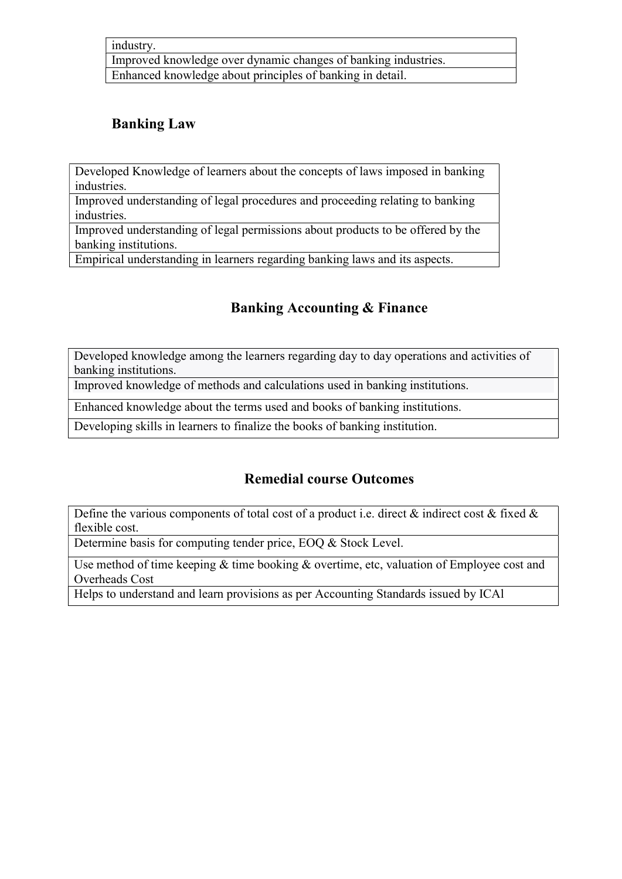| |
|---|
| industry. |
| Improved knowledge over dynamic changes of banking industries. |
| Enhanced knowledge about principles of banking in detail. |

## Banking Law

| |
|---|
| Developed Knowledge of learners about the concepts of laws imposed in banking industries. |
| Improved understanding of legal procedures and proceeding relating to banking industries. |
| Improved understanding of legal permissions about products to be offered by the banking institutions. |
| Empirical understanding in learners regarding banking laws and its aspects. |

## Banking Accounting & Finance

| |
|---|
| Developed knowledge among the learners regarding day to day operations and activities of banking institutions. |
| Improved knowledge of methods and calculations used in banking institutions. |
| Enhanced knowledge about the terms used and books of banking institutions. |
| Developing skills in learners to finalize the books of banking institution. |

## Remedial course Outcomes

| |
|---|
| Define the various components of total cost of a product i.e. direct & indirect cost & fixed & flexible cost. |
| Determine basis for computing tender price, EOQ & Stock Level. |
| Use method of time keeping & time booking & overtime, etc, valuation of Employee cost and Overheads Cost |
| Helps to understand and learn provisions as per Accounting Standards issued by ICAl |